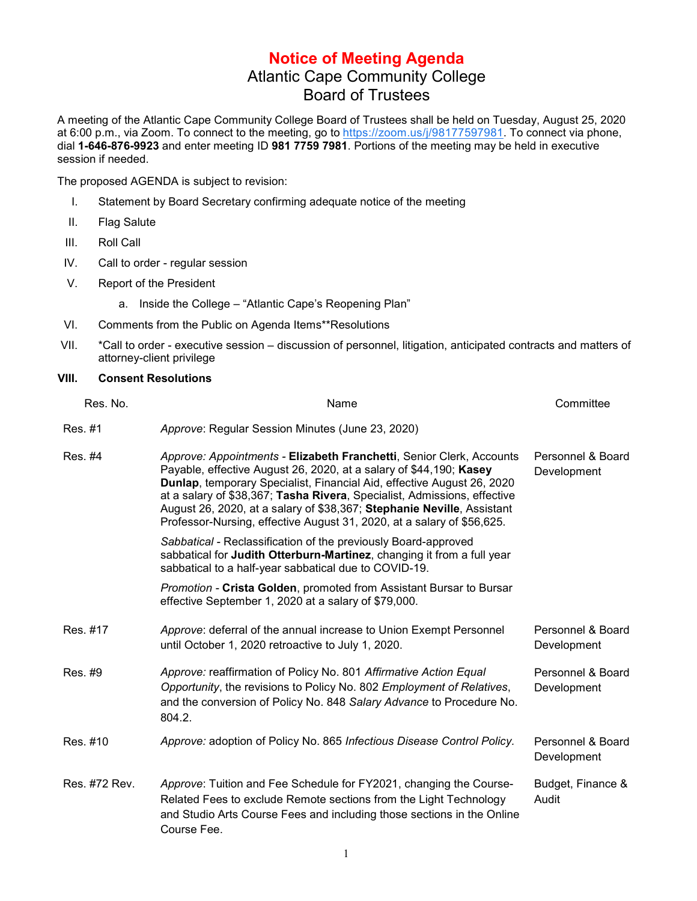# Notice of Meeting Agenda

## Atlantic Cape Community College
## Board of Trustees

A meeting of the Atlantic Cape Community College Board of Trustees shall be held on Tuesday, August 25, 2020 at 6:00 p.m., via Zoom. To connect to the meeting, go to https://zoom.us/j/98177597981. To connect via phone, dial **1-646-876-9923** and enter meeting ID **981 7759 7981**. Portions of the meeting may be held in executive session if needed.

The proposed AGENDA is subject to revision:

I. Statement by Board Secretary confirming adequate notice of the meeting

II. Flag Salute

III. Roll Call

IV. Call to order - regular session

V. Report of the President

   a. Inside the College – "Atlantic Cape's Reopening Plan"

VI. Comments from the Public on Agenda Items**Resolutions

VII. *Call to order - executive session – discussion of personnel, litigation, anticipated contracts and matters of attorney-client privilege

**VIII. Consent Resolutions**

| Res. No. | Name | Committee |
|---|---|---|
| Res. #1 | *Approve*: Regular Session Minutes (June 23, 2020) | |
| Res. #4 | *Approve: Appointments* - **Elizabeth Franchetti**, Senior Clerk, Accounts Payable, effective August 26, 2020, at a salary of $44,190; **Kasey Dunlap**, temporary Specialist, Financial Aid, effective August 26, 2020 at a salary of $38,367; **Tasha Rivera**, Specialist, Admissions, effective August 26, 2020, at a salary of $38,367; **Stephanie Neville**, Assistant Professor-Nursing, effective August 31, 2020, at a salary of $56,625. *Sabbatical* - Reclassification of the previously Board-approved sabbatical for **Judith Otterburn-Martinez**, changing it from a full year sabbatical to a half-year sabbatical due to COVID-19. *Promotion* - **Crista Golden**, promoted from Assistant Bursar to Bursar effective September 1, 2020 at a salary of $79,000. | Personnel & Board Development |
| Res. #17 | *Approve*: deferral of the annual increase to Union Exempt Personnel until October 1, 2020 retroactive to July 1, 2020. | Personnel & Board Development |
| Res. #9 | *Approve:* reaffirmation of Policy No. 801 *Affirmative Action Equal Opportunity*, the revisions to Policy No. 802 *Employment of Relatives*, and the conversion of Policy No. 848 *Salary Advance* to Procedure No. 804.2. | Personnel & Board Development |
| Res. #10 | *Approve:* adoption of Policy No. 865 *Infectious Disease Control Policy.* | Personnel & Board Development |
| Res. #72 Rev. | *Approve*: Tuition and Fee Schedule for FY2021, changing the Course-Related Fees to exclude Remote sections from the Light Technology and Studio Arts Course Fees and including those sections in the Online Course Fee. | Budget, Finance & Audit |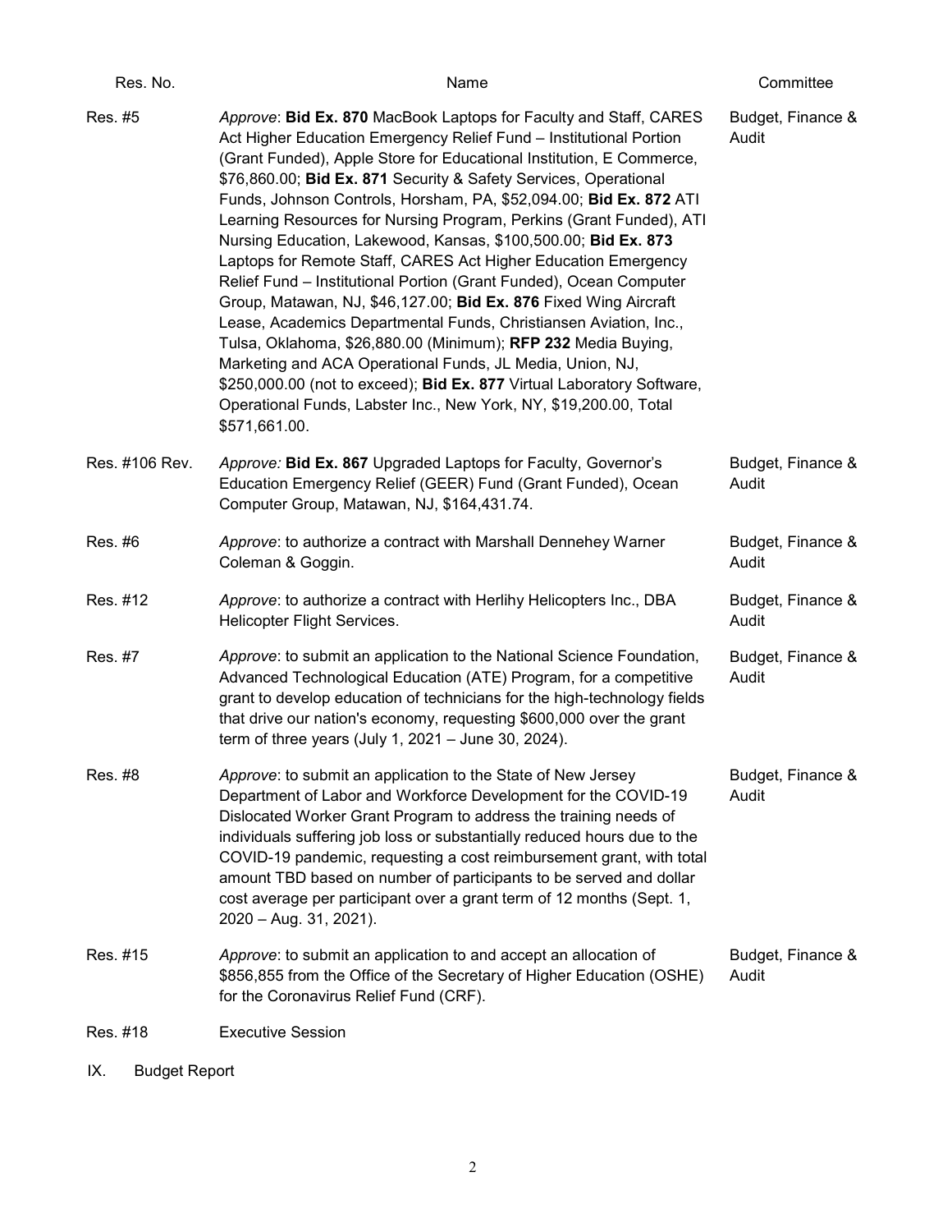| Res. No. | Name | Committee |
| --- | --- | --- |
| Res. #5 | *Approve*: **Bid Ex. 870** MacBook Laptops for Faculty and Staff, CARES Act Higher Education Emergency Relief Fund – Institutional Portion (Grant Funded), Apple Store for Educational Institution, E Commerce, $76,860.00; **Bid Ex. 871** Security & Safety Services, Operational Funds, Johnson Controls, Horsham, PA, $52,094.00; **Bid Ex. 872** ATI Learning Resources for Nursing Program, Perkins (Grant Funded), ATI Nursing Education, Lakewood, Kansas, $100,500.00; **Bid Ex. 873** Laptops for Remote Staff, CARES Act Higher Education Emergency Relief Fund – Institutional Portion (Grant Funded), Ocean Computer Group, Matawan, NJ, $46,127.00; **Bid Ex. 876** Fixed Wing Aircraft Lease, Academics Departmental Funds, Christiansen Aviation, Inc., Tulsa, Oklahoma, $26,880.00 (Minimum); **RFP 232** Media Buying, Marketing and ACA Operational Funds, JL Media, Union, NJ, $250,000.00 (not to exceed); **Bid Ex. 877** Virtual Laboratory Software, Operational Funds, Labster Inc., New York, NY, $19,200.00, Total $571,661.00. | Budget, Finance & Audit |
| Res. #106 Rev. | *Approve:* **Bid Ex. 867** Upgraded Laptops for Faculty, Governor's Education Emergency Relief (GEER) Fund (Grant Funded), Ocean Computer Group, Matawan, NJ, $164,431.74. | Budget, Finance & Audit |
| Res. #6 | *Approve*: to authorize a contract with Marshall Dennehey Warner Coleman & Goggin. | Budget, Finance & Audit |
| Res. #12 | *Approve*: to authorize a contract with Herlihy Helicopters Inc., DBA Helicopter Flight Services. | Budget, Finance & Audit |
| Res. #7 | *Approve*: to submit an application to the National Science Foundation, Advanced Technological Education (ATE) Program, for a competitive grant to develop education of technicians for the high-technology fields that drive our nation's economy, requesting $600,000 over the grant term of three years (July 1, 2021 – June 30, 2024). | Budget, Finance & Audit |
| Res. #8 | *Approve*: to submit an application to the State of New Jersey Department of Labor and Workforce Development for the COVID-19 Dislocated Worker Grant Program to address the training needs of individuals suffering job loss or substantially reduced hours due to the COVID-19 pandemic, requesting a cost reimbursement grant, with total amount TBD based on number of participants to be served and dollar cost average per participant over a grant term of 12 months (Sept. 1, 2020 – Aug. 31, 2021). | Budget, Finance & Audit |
| Res. #15 | *Approve*: to submit an application to and accept an allocation of $856,855 from the Office of the Secretary of Higher Education (OSHE) for the Coronavirus Relief Fund (CRF). | Budget, Finance & Audit |
| Res. #18 | Executive Session | |

IX. Budget Report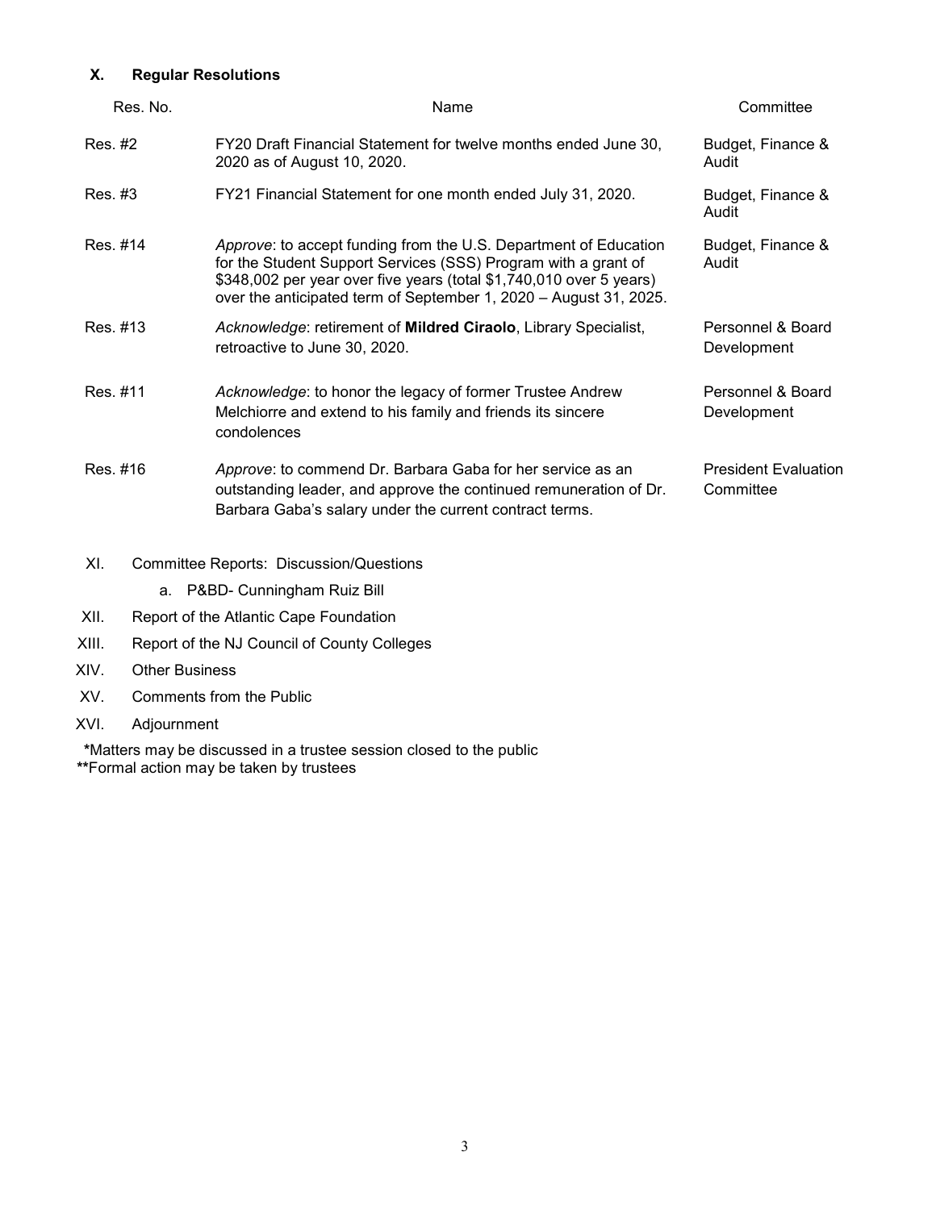## X. Regular Resolutions

| Res. No. | Name | Committee |
|---|---|---|
| Res. #2 | FY20 Draft Financial Statement for twelve months ended June 30, 2020 as of August 10, 2020. | Budget, Finance & Audit |
| Res. #3 | FY21 Financial Statement for one month ended July 31, 2020. | Budget, Finance & Audit |
| Res. #14 | *Approve*: to accept funding from the U.S. Department of Education for the Student Support Services (SSS) Program with a grant of $348,002 per year over five years (total $1,740,010 over 5 years) over the anticipated term of September 1, 2020 – August 31, 2025. | Budget, Finance & Audit |
| Res. #13 | *Acknowledge*: retirement of **Mildred Ciraolo**, Library Specialist, retroactive to June 30, 2020. | Personnel & Board Development |
| Res. #11 | *Acknowledge*: to honor the legacy of former Trustee Andrew Melchiorre and extend to his family and friends its sincere condolences | Personnel & Board Development |
| Res. #16 | *Approve*: to commend Dr. Barbara Gaba for her service as an outstanding leader, and approve the continued remuneration of Dr. Barbara Gaba's salary under the current contract terms. | President Evaluation Committee |

XI. Committee Reports: Discussion/Questions

   a. P&BD- Cunningham Ruiz Bill

XII. Report of the Atlantic Cape Foundation

XIII. Report of the NJ Council of County Colleges

XIV. Other Business

XV. Comments from the Public

XVI. Adjournment

**\***Matters may be discussed in a trustee session closed to the public
**\*\***Formal action may be taken by trustees